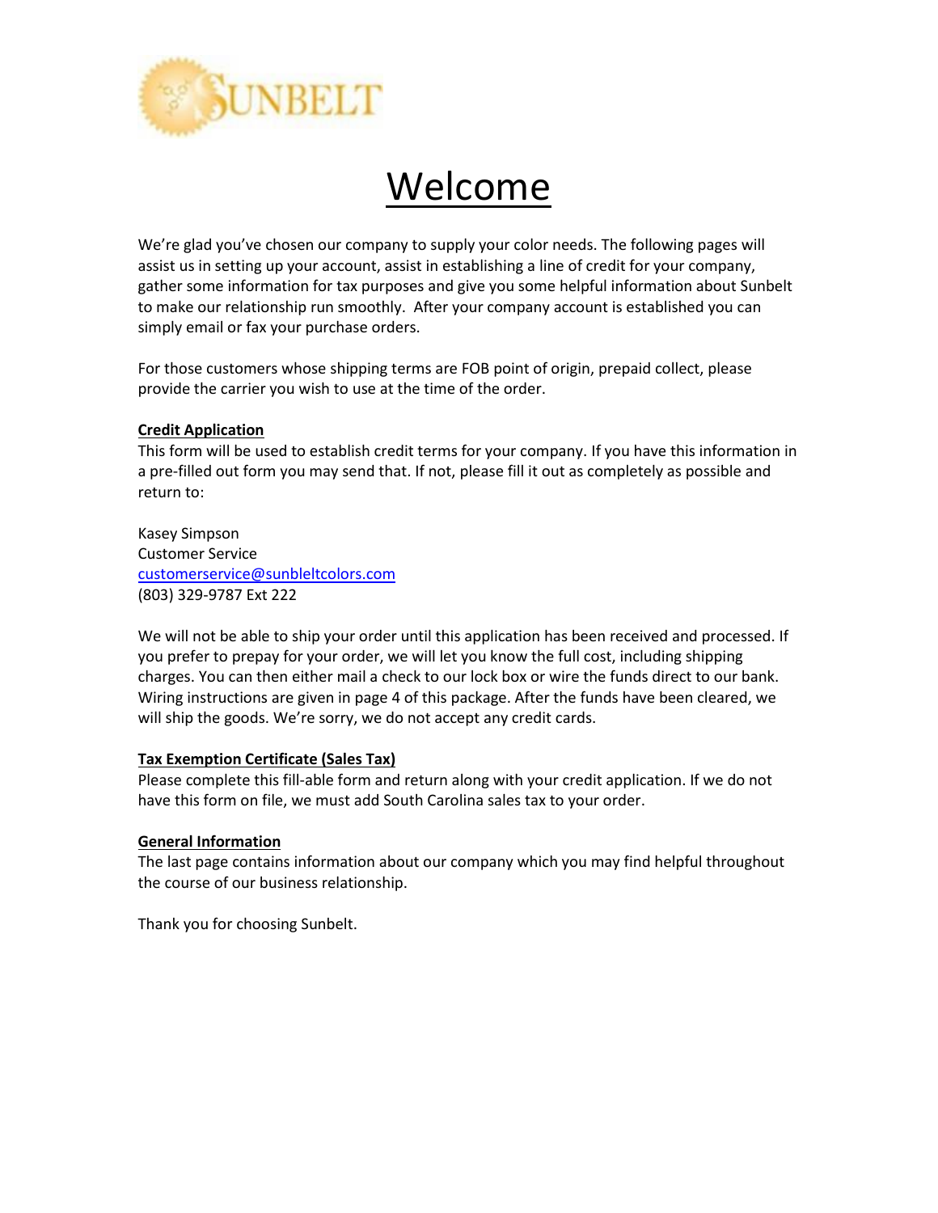SUNBELT

# Welcome

We're glad you've chosen our company to supply your color needs. The following pages will assist us in setting up your account, assist in establishing a line of credit for your company, gather some information for tax purposes and give you some helpful information about Sunbelt to make our relationship run smoothly. After your company account is established you can simply email or fax your purchase orders.

For those customers whose shipping terms are FOB point of origin, prepaid collect, please provide the carrier you wish to use at the time of the order.

**Credit Application**

This form will be used to establish credit terms for your company. If you have this information in a pre-filled out form you may send that. If not, please fill it out as completely as possible and return to:

Kasey Simpson
Customer Service
customerservice@sunbeltcolors.com
(803) 329-9787 Ext 222

We will not be able to ship your order until this application has been received and processed. If you prefer to prepay for your order, we will let you know the full cost, including shipping charges. You can then either mail a check to our lock box or wire the funds direct to our bank. Wiring instructions are given in page 4 of this package. After the funds have been cleared, we will ship the goods. We're sorry, we do not accept any credit cards.

**Tax Exemption Certificate (Sales Tax)**

Please complete this fill-able form and return along with your credit application. If we do not have this form on file, we must add South Carolina sales tax to your order.

**General Information**

The last page contains information about our company which you may find helpful throughout the course of our business relationship.

Thank you for choosing Sunbelt.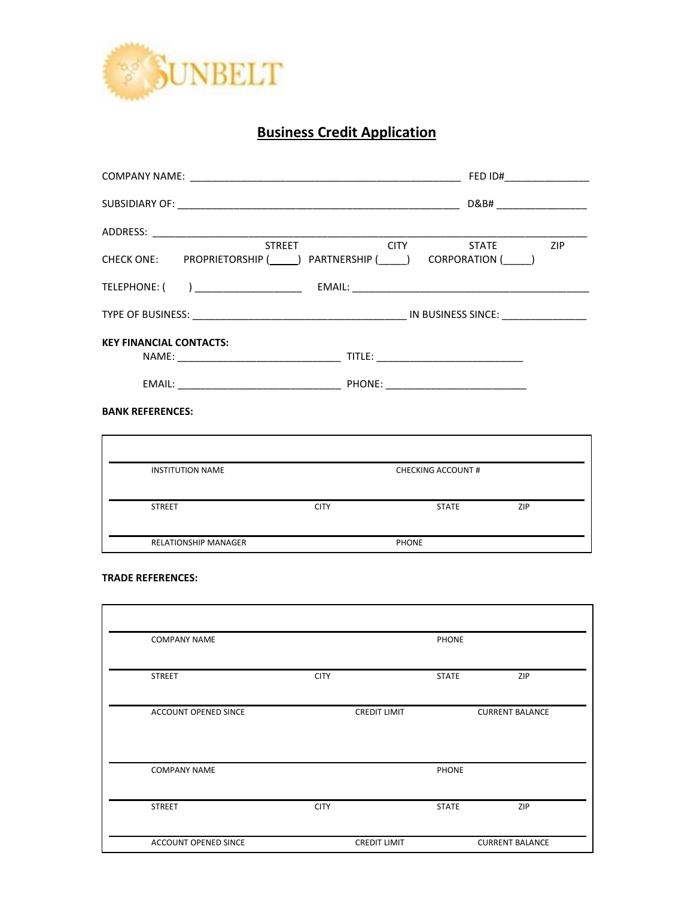SUNBELT

# Business Credit Application

COMPANY NAME: ________________________________________________ FED ID#_______________

SUBSIDIARY OF: ____________________________________________________ D&B# ________________

ADDRESS: ________________________________________________________________________________

STREET CITY STATE ZIP

CHECK ONE: PROPRIETORSHIP (_____) PARTNERSHIP (_____) CORPORATION (_____)

TELEPHONE: ( ) ___________________ EMAIL: __________________________________________

TYPE OF BUSINESS: ______________________________________ IN BUSINESS SINCE: _______________

**KEY FINANCIAL CONTACTS:**

NAME: _____________________________ TITLE: __________________________

EMAIL: _____________________________ PHONE: _________________________

**BANK REFERENCES:**

| | | | |
|---|---|---|---|
| INSTITUTION NAME | | CHECKING ACCOUNT # | |
| STREET | CITY | STATE | ZIP |
| RELATIONSHIP MANAGER | | PHONE | |

**TRADE REFERENCES:**

| | | | |
|---|---|---|---|
| COMPANY NAME | | PHONE | |
| STREET | CITY | STATE | ZIP |
| ACCOUNT OPENED SINCE | CREDIT LIMIT | CURRENT BALANCE | |
| COMPANY NAME | | PHONE | |
| STREET | CITY | STATE | ZIP |
| ACCOUNT OPENED SINCE | CREDIT LIMIT | CURRENT BALANCE | |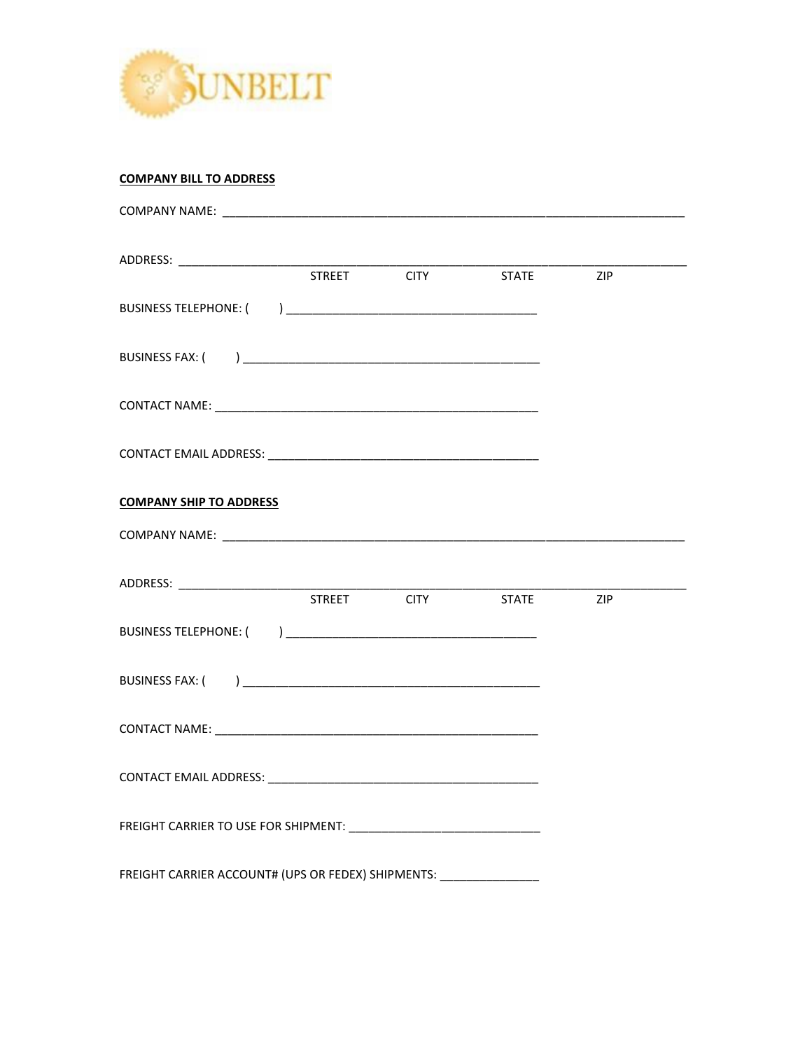SUNBELT

**COMPANY BILL TO ADDRESS**

COMPANY NAME: ___________________________________________________________________________

ADDRESS: ______________________________________________________________________________
STREET CITY STATE ZIP

BUSINESS TELEPHONE: ( ) ______________________________________

BUSINESS FAX: ( ) ______________________________________________

CONTACT NAME: __________________________________________________

CONTACT EMAIL ADDRESS: ___________________________________________

**COMPANY SHIP TO ADDRESS**

COMPANY NAME: ___________________________________________________________________________

ADDRESS: ______________________________________________________________________________
STREET CITY STATE ZIP

BUSINESS TELEPHONE: ( ) ______________________________________

BUSINESS FAX: ( ) ______________________________________________

CONTACT NAME: __________________________________________________

CONTACT EMAIL ADDRESS: ___________________________________________

FREIGHT CARRIER TO USE FOR SHIPMENT: _____________________________

FREIGHT CARRIER ACCOUNT# (UPS OR FEDEX) SHIPMENTS: _______________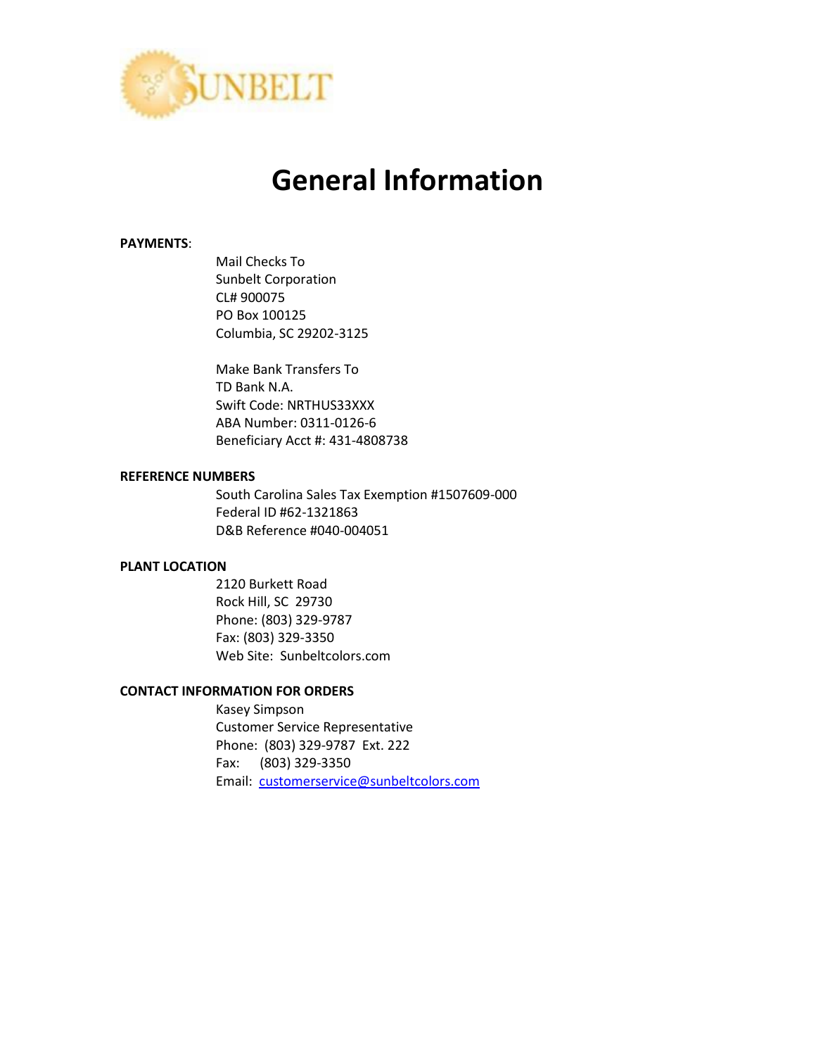SUNBELT

# General Information

**PAYMENTS**:

Mail Checks To
Sunbelt Corporation
CL# 900075
PO Box 100125
Columbia, SC 29202-3125

Make Bank Transfers To
TD Bank N.A.
Swift Code: NRTHUS33XXX
ABA Number: 0311-0126-6
Beneficiary Acct #: 431-4808738

**REFERENCE NUMBERS**

South Carolina Sales Tax Exemption #1507609-000
Federal ID #62-1321863
D&B Reference #040-004051

**PLANT LOCATION**

2120 Burkett Road
Rock Hill, SC 29730
Phone: (803) 329-9787
Fax: (803) 329-3350
Web Site: Sunbeltcolors.com

**CONTACT INFORMATION FOR ORDERS**

Kasey Simpson
Customer Service Representative
Phone: (803) 329-9787 Ext. 222
Fax: (803) 329-3350
Email: customerservice@sunbeltcolors.com